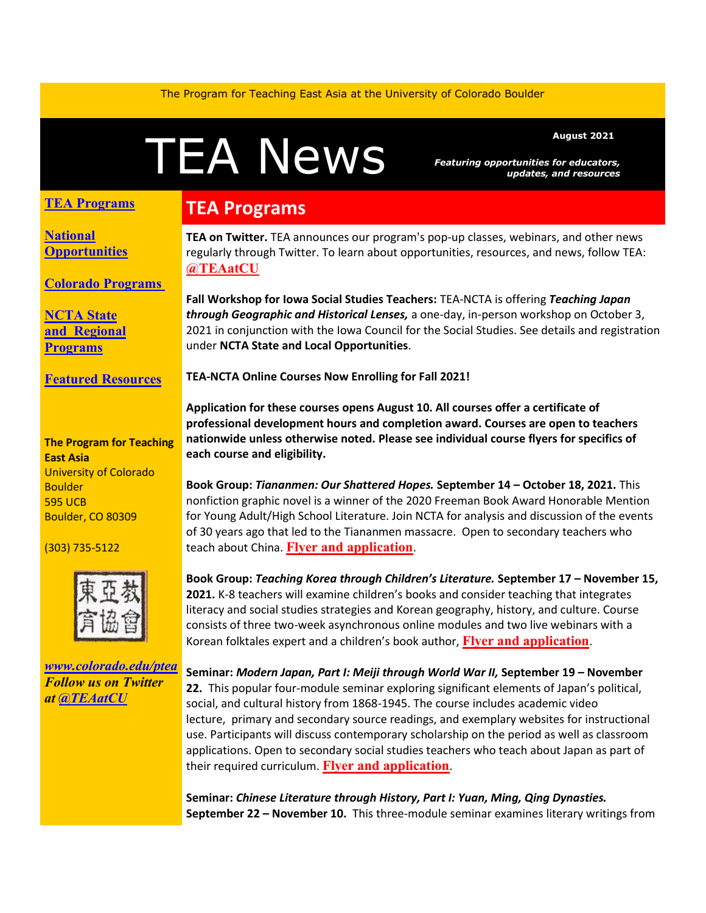The Program for Teaching East Asia at the University of Colorado Boulder

# TEA News

August 2021

***Featuring opportunities for educators, updates, and resources***

**TEA Programs**

**National Opportunities**

**Colorado Programs**

**NCTA State and Regional Programs**

**Featured Resources**

**The Program for Teaching East Asia**
University of Colorado Boulder
595 UCB
Boulder, CO 80309

(303) 735-5122

東亞教育協會

***www.colorado.edu/ptea***
***Follow us on Twitter at @TEAatCU***

## TEA Programs

**TEA on Twitter.** TEA announces our program's pop-up classes, webinars, and other news regularly through Twitter. To learn about opportunities, resources, and news, follow TEA: **@TEAatCU**

**Fall Workshop for Iowa Social Studies Teachers:** TEA-NCTA is offering ***Teaching Japan through Geographic and Historical Lenses,*** a one-day, in-person workshop on October 3, 2021 in conjunction with the Iowa Council for the Social Studies. See details and registration under **NCTA State and Local Opportunities**.

**TEA-NCTA Online Courses Now Enrolling for Fall 2021!**

**Application for these courses opens August 10. All courses offer a certificate of professional development hours and completion award. Courses are open to teachers nationwide unless otherwise noted. Please see individual course flyers for specifics of each course and eligibility.**

**Book Group: *Tiananmen: Our Shattered Hopes.* September 14 – October 18, 2021.** This nonfiction graphic novel is a winner of the 2020 Freeman Book Award Honorable Mention for Young Adult/High School Literature. Join NCTA for analysis and discussion of the events of 30 years ago that led to the Tiananmen massacre. Open to secondary teachers who teach about China. **Flyer and application**.

**Book Group: *Teaching Korea through Children's Literature.* September 17 – November 15, 2021.** K-8 teachers will examine children's books and consider teaching that integrates literacy and social studies strategies and Korean geography, history, and culture. Course consists of three two-week asynchronous online modules and two live webinars with a Korean folktales expert and a children's book author, **Flyer and application**.

**Seminar: *Modern Japan, Part I: Meiji through World War II,* September 19 – November 22.** This popular four-module seminar exploring significant elements of Japan's political, social, and cultural history from 1868-1945. The course includes academic video lecture, primary and secondary source readings, and exemplary websites for instructional use. Participants will discuss contemporary scholarship on the period as well as classroom applications. Open to secondary social studies teachers who teach about Japan as part of their required curriculum. **Flyer and application**.

**Seminar: *Chinese Literature through History, Part I: Yuan, Ming, Qing Dynasties.* September 22 – November 10.** This three-module seminar examines literary writings from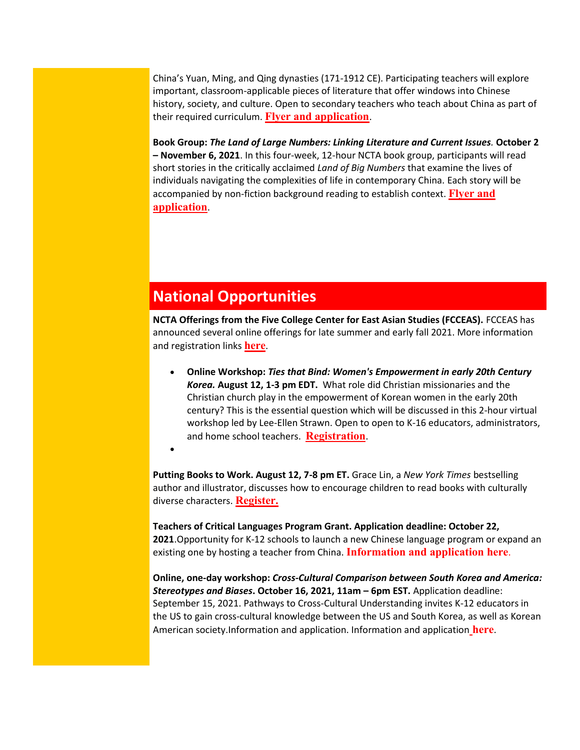China's Yuan, Ming, and Qing dynasties (171-1912 CE). Participating teachers will explore important, classroom-applicable pieces of literature that offer windows into Chinese history, society, and culture. Open to secondary teachers who teach about China as part of their required curriculum. **Flyer and application**.

**Book Group:** ***The Land of Large Numbers: Linking Literature and Current Issues.*** **October 2 – November 6, 2021**. In this four-week, 12-hour NCTA book group, participants will read short stories in the critically acclaimed *Land of Big Numbers* that examine the lives of individuals navigating the complexities of life in contemporary China. Each story will be accompanied by non-fiction background reading to establish context. **Flyer and application**.

## National Opportunities

**NCTA Offerings from the Five College Center for East Asian Studies (FCCEAS).** FCCEAS has announced several online offerings for late summer and early fall 2021. More information and registration links **here**.

- **Online Workshop:** ***Ties that Bind: Women's Empowerment in early 20th Century Korea.*** **August 12, 1-3 pm EDT.** What role did Christian missionaries and the Christian church play in the empowerment of Korean women in the early 20th century? This is the essential question which will be discussed in this 2-hour virtual workshop led by Lee-Ellen Strawn. Open to open to K-16 educators, administrators, and home school teachers. **Registration**.
- 

**Putting Books to Work. August 12, 7-8 pm ET.** Grace Lin, a *New York Times* bestselling author and illustrator, discusses how to encourage children to read books with culturally diverse characters. **Register.**

**Teachers of Critical Languages Program Grant. Application deadline: October 22, 2021**.Opportunity for K-12 schools to launch a new Chinese language program or expand an existing one by hosting a teacher from China. **Information and application here**.

**Online, one-day workshop:** ***Cross-Cultural Comparison between South Korea and America: Stereotypes and Biases*****. October 16, 2021, 11am – 6pm EST.** Application deadline: September 15, 2021. Pathways to Cross-Cultural Understanding invites K-12 educators in the US to gain cross-cultural knowledge between the US and South Korea, as well as Korean American society.Information and application. Information and application **here**.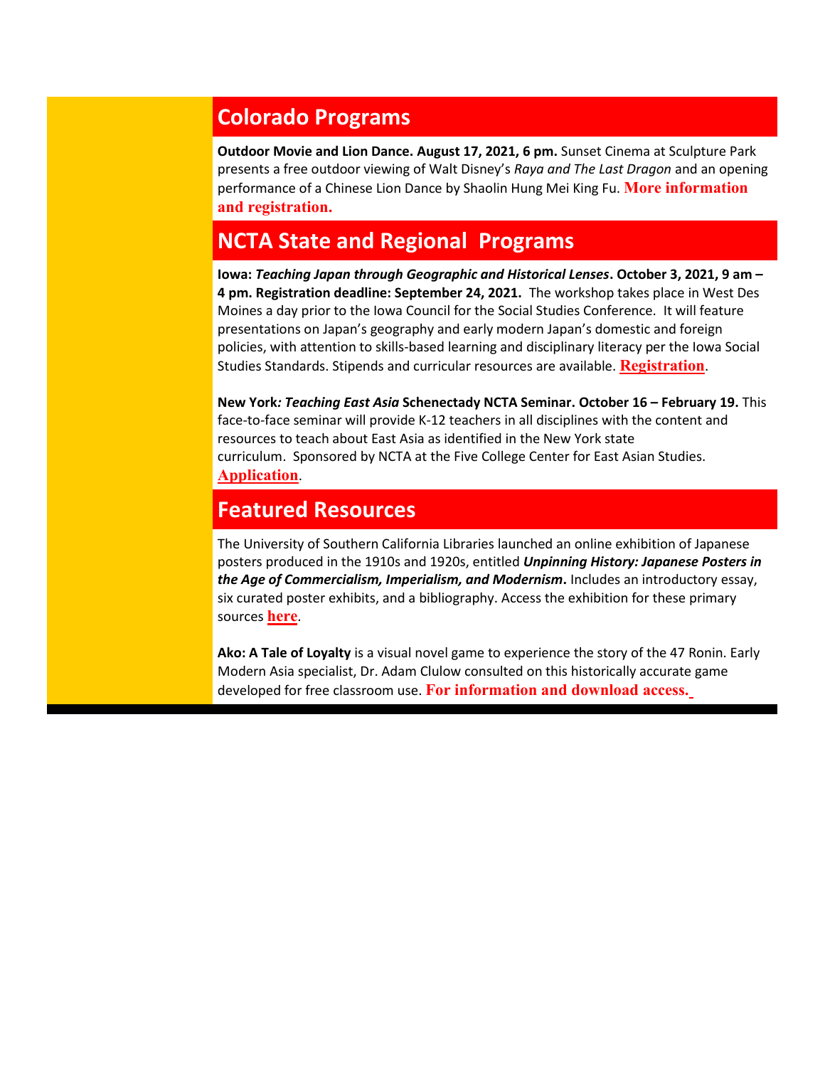## Colorado Programs

**Outdoor Movie and Lion Dance. August 17, 2021, 6 pm.** Sunset Cinema at Sculpture Park presents a free outdoor viewing of Walt Disney's *Raya and The Last Dragon* and an opening performance of a Chinese Lion Dance by Shaolin Hung Mei King Fu. **More information and registration.**

## NCTA State and Regional Programs

**Iowa: *Teaching Japan through Geographic and Historical Lenses*. October 3, 2021, 9 am – 4 pm. Registration deadline: September 24, 2021.** The workshop takes place in West Des Moines a day prior to the Iowa Council for the Social Studies Conference. It will feature presentations on Japan's geography and early modern Japan's domestic and foreign policies, with attention to skills-based learning and disciplinary literacy per the Iowa Social Studies Standards. Stipends and curricular resources are available. **Registration**.

**New York*: Teaching East Asia* Schenectady NCTA Seminar. October 16 – February 19.** This face-to-face seminar will provide K-12 teachers in all disciplines with the content and resources to teach about East Asia as identified in the New York state curriculum. Sponsored by NCTA at the Five College Center for East Asian Studies. **Application**.

## Featured Resources

The University of Southern California Libraries launched an online exhibition of Japanese posters produced in the 1910s and 1920s, entitled ***Unpinning History: Japanese Posters in the Age of Commercialism, Imperialism, and Modernism*****.** Includes an introductory essay, six curated poster exhibits, and a bibliography. Access the exhibition for these primary sources **here**.

**Ako: A Tale of Loyalty** is a visual novel game to experience the story of the 47 Ronin. Early Modern Asia specialist, Dr. Adam Clulow consulted on this historically accurate game developed for free classroom use. **For information and download access.**